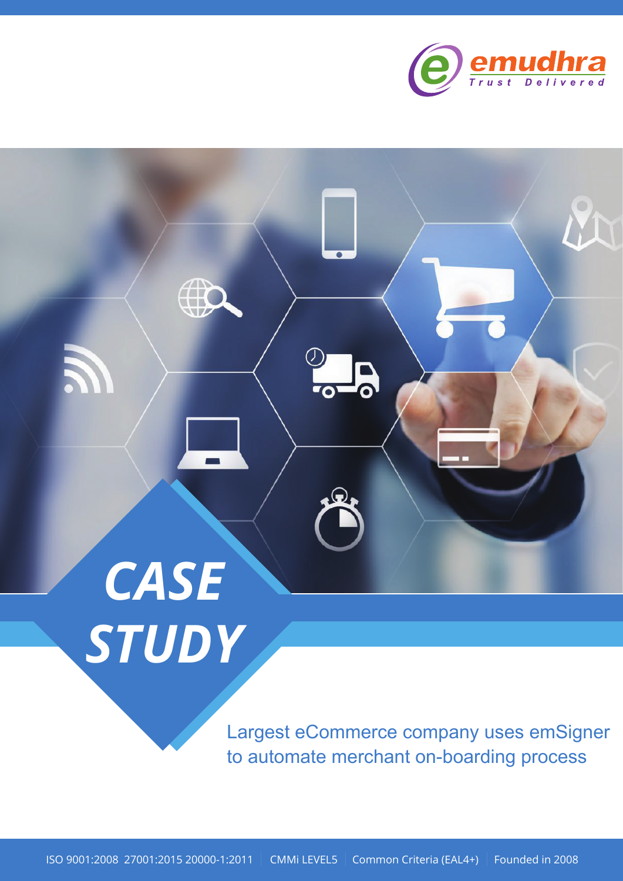emudhra
Trust Delivered

# CASE STUDY

Largest eCommerce company uses emSigner to automate merchant on-boarding process

ISO 9001:2008 27001:2015 20000-1:2011 | CMMi LEVEL5 | Common Criteria (EAL4+) | Founded in 2008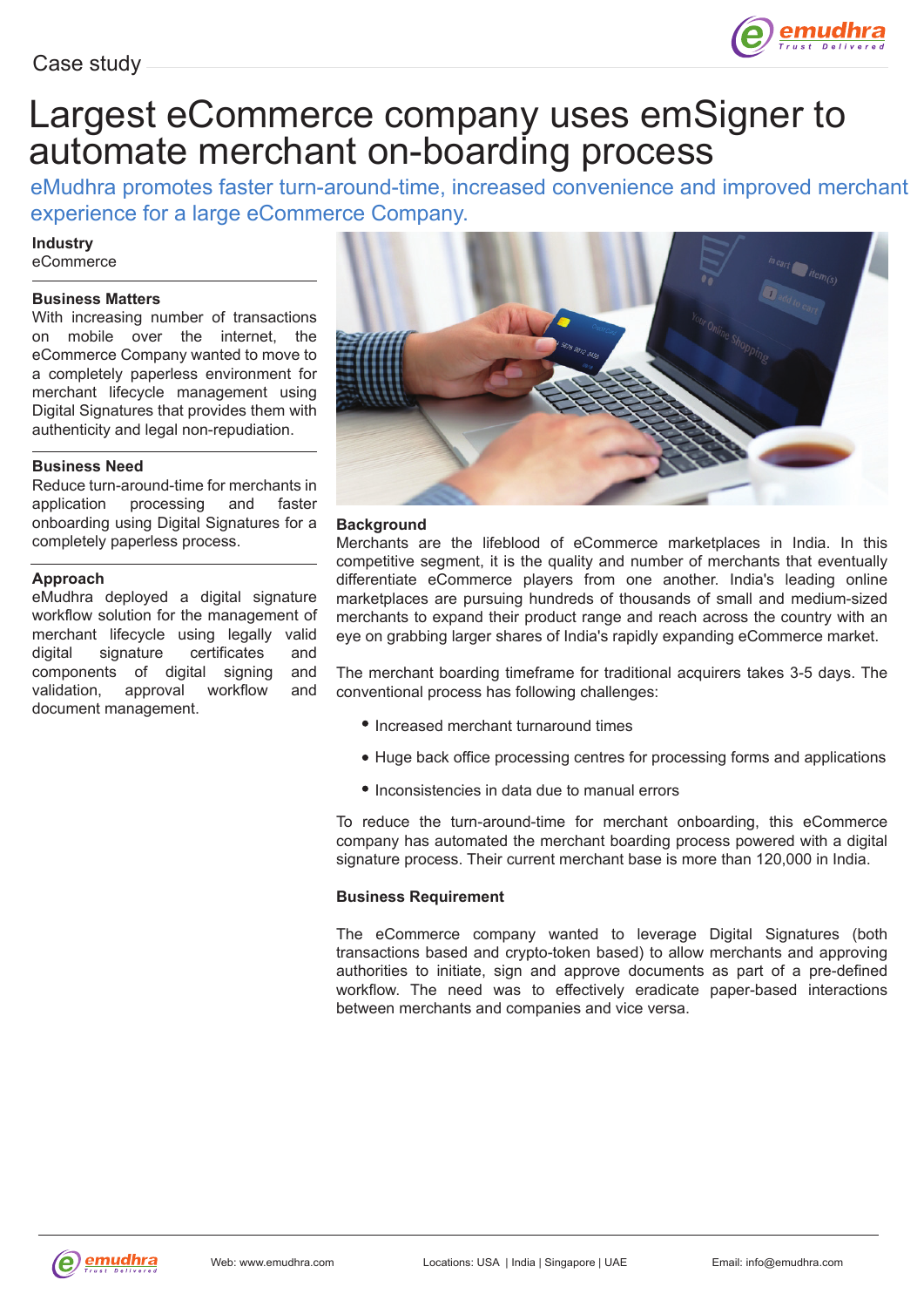Case study

# Largest eCommerce company uses emSigner to automate merchant on-boarding process

eMudhra promotes faster turn-around-time, increased convenience and improved merchant experience for a large eCommerce Company.

**Industry**
eCommerce

**Business Matters**
With increasing number of transactions on mobile over the internet, the eCommerce Company wanted to move to a completely paperless environment for merchant lifecycle management using Digital Signatures that provides them with authenticity and legal non-repudiation.

**Business Need**
Reduce turn-around-time for merchants in application processing and faster onboarding using Digital Signatures for a completely paperless process.

**Approach**
eMudhra deployed a digital signature workflow solution for the management of merchant lifecycle using legally valid digital signature certificates and components of digital signing and validation, approval workflow and document management.

**Background**
Merchants are the lifeblood of eCommerce marketplaces in India. In this competitive segment, it is the quality and number of merchants that eventually differentiate eCommerce players from one another. India's leading online marketplaces are pursuing hundreds of thousands of small and medium-sized merchants to expand their product range and reach across the country with an eye on grabbing larger shares of India's rapidly expanding eCommerce market.

The merchant boarding timeframe for traditional acquirers takes 3-5 days. The conventional process has following challenges:

- Increased merchant turnaround times
- Huge back office processing centres for processing forms and applications
- Inconsistencies in data due to manual errors

To reduce the turn-around-time for merchant onboarding, this eCommerce company has automated the merchant boarding process powered with a digital signature process. Their current merchant base is more than 120,000 in India.

**Business Requirement**

The eCommerce company wanted to leverage Digital Signatures (both transactions based and crypto-token based) to allow merchants and approving authorities to initiate, sign and approve documents as part of a pre-defined workflow. The need was to effectively eradicate paper-based interactions between merchants and companies and vice versa.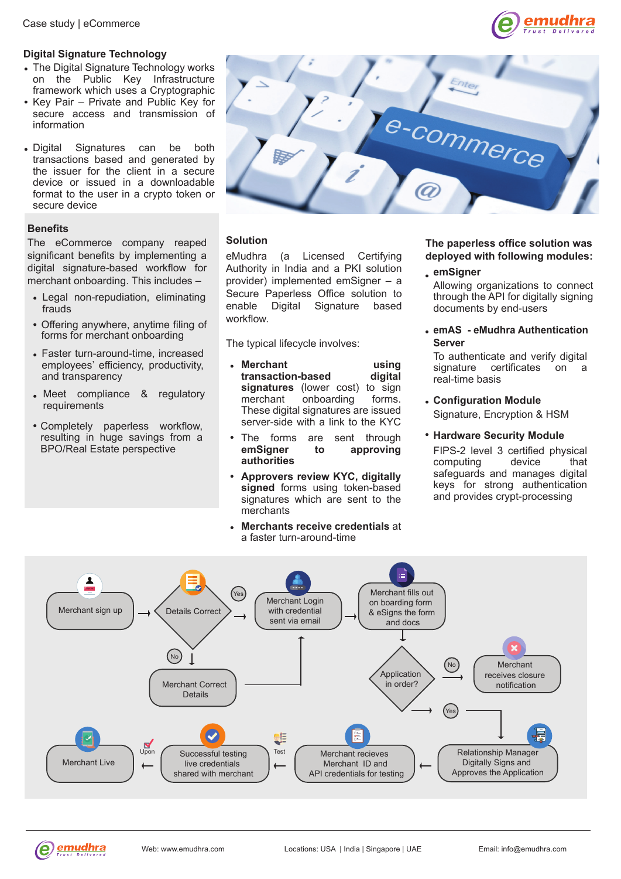Case study | eCommerce

## Digital Signature Technology

- The Digital Signature Technology works on the Public Key Infrastructure framework which uses a Cryptographic
- Key Pair – Private and Public Key for secure access and transmission of information
- Digital Signatures can be both transactions based and generated by the issuer for the client in a secure device or issued in a downloadable format to the user in a crypto token or secure device

## Benefits

The eCommerce company reaped significant benefits by implementing a digital signature-based workflow for merchant onboarding. This includes –

- Legal non-repudiation, eliminating frauds
- Offering anywhere, anytime filing of forms for merchant onboarding
- Faster turn-around-time, increased employees' efficiency, productivity, and transparency
- Meet compliance & regulatory requirements
- Completely paperless workflow, resulting in huge savings from a BPO/Real Estate perspective

## Solution

eMudhra (a Licensed Certifying Authority in India and a PKI solution provider) implemented emSigner – a Secure Paperless Office solution to enable Digital Signature based workflow.

The typical lifecycle involves:

- **Merchant using transaction-based digital signatures** (lower cost) to sign merchant onboarding forms. These digital signatures are issued server-side with a link to the KYC
- The forms are sent through **emSigner to approving authorities**
- **Approvers review KYC, digitally signed** forms using token-based signatures which are sent to the merchants
- **Merchants receive credentials** at a faster turn-around-time

## The paperless office solution was deployed with following modules:

- **emSigner**
  Allowing organizations to connect through the API for digitally signing documents by end-users
- **emAS - eMudhra Authentication Server**
  To authenticate and verify digital signature certificates on a real-time basis
- **Configuration Module**
  Signature, Encryption & HSM
- **Hardware Security Module**
  FIPS-2 level 3 certified physical computing device that safeguards and manages digital keys for strong authentication and provides crypt-processing

Merchant sign up → Details Correct → (Yes) → Merchant Login with credential sent via email → Merchant fills out on boarding form & eSigns the form and docs → Application in order?

Details Correct → (No) → Merchant Correct Details → Merchant Login with credential sent via email

Application in order? → (No) → Merchant receives closure notification

Application in order? → (Yes) → Relationship Manager Digitally Signs and Approves the Application → Merchant recieves Merchant ID and API credentials for testing → (Test) → Successful testing live credentials shared with merchant → (Upon) → Merchant Live

Web: www.emudhra.com | Locations: USA | India | Singapore | UAE | Email: info@emudhra.com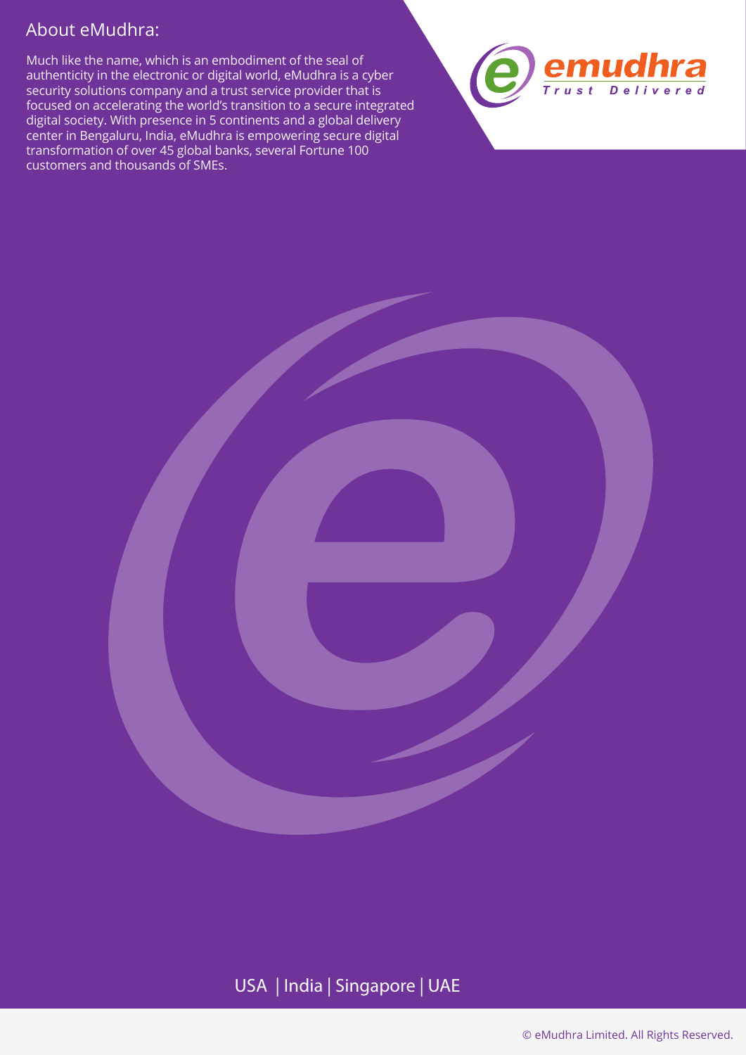## About eMudhra:

Much like the name, which is an embodiment of the seal of authenticity in the electronic or digital world, eMudhra is a cyber security solutions company and a trust service provider that is focused on accelerating the world's transition to a secure integrated digital society. With presence in 5 continents and a global delivery center in Bengaluru, India, eMudhra is empowering secure digital transformation of over 45 global banks, several Fortune 100 customers and thousands of SMEs.

emudhra
Trust Delivered

USA | India | Singapore | UAE

© eMudhra Limited. All Rights Reserved.